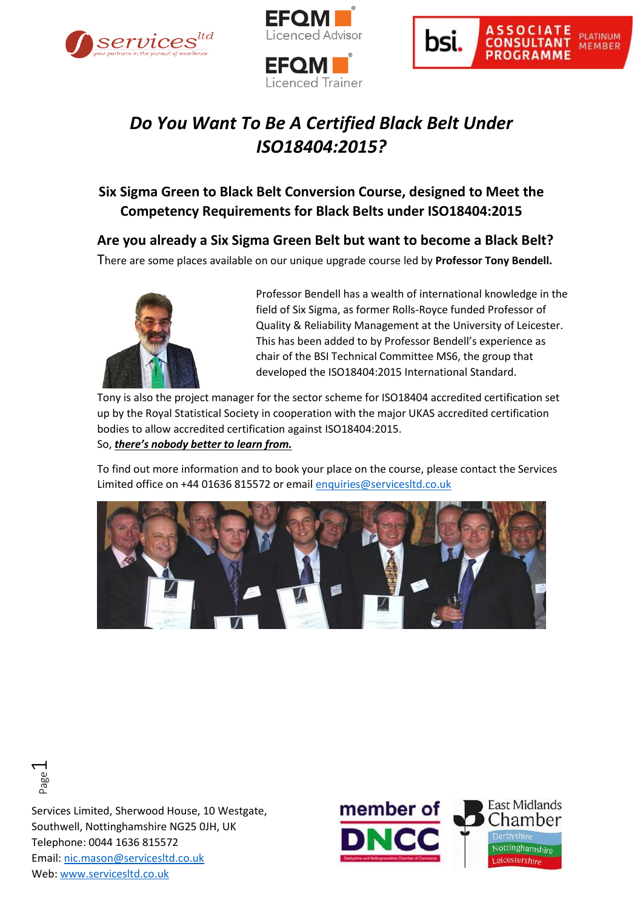# *Do You Want To Be A Certified Black Belt Under ISO18404:2015?*

## Six Sigma Green to Black Belt Conversion Course, designed to Meet the Competency Requirements for Black Belts under ISO18404:2015

### Are you already a Six Sigma Green Belt but want to become a Black Belt?

There are some places available on our unique upgrade course led by **Professor Tony Bendell.**

Professor Bendell has a wealth of international knowledge in the field of Six Sigma, as former Rolls-Royce funded Professor of Quality & Reliability Management at the University of Leicester. This has been added to by Professor Bendell's experience as chair of the BSI Technical Committee MS6, the group that developed the ISO18404:2015 International Standard.

Tony is also the project manager for the sector scheme for ISO18404 accredited certification set up by the Royal Statistical Society in cooperation with the major UKAS accredited certification bodies to allow accredited certification against ISO18404:2015.

So, ***there's nobody better to learn from.***

To find out more information and to book your place on the course, please contact the Services Limited office on +44 01636 815572 or email enquiries@servicesltd.co.uk

Services Limited, Sherwood House, 10 Westgate,
Southwell, Nottinghamshire NG25 0JH, UK
Telephone: 0044 1636 815572
Email: nic.mason@servicesltd.co.uk
Web: www.servicesltd.co.uk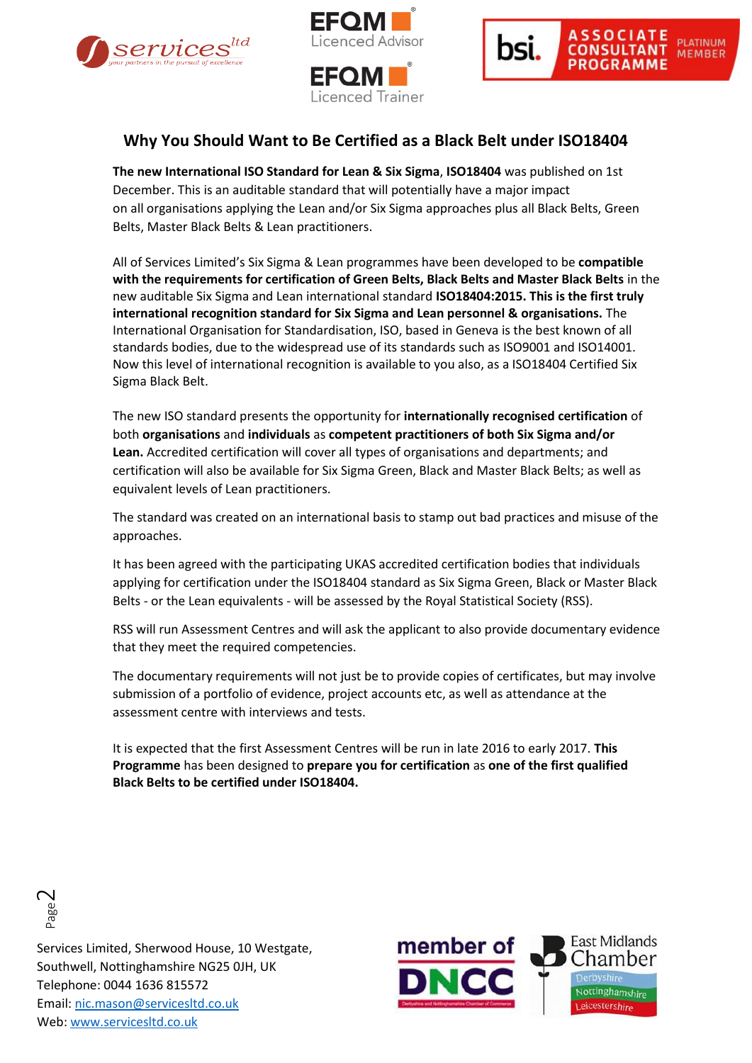## Why You Should Want to Be Certified as a Black Belt under ISO18404

**The new International ISO Standard for Lean & Six Sigma**, **ISO18404** was published on 1st December. This is an auditable standard that will potentially have a major impact on all organisations applying the Lean and/or Six Sigma approaches plus all Black Belts, Green Belts, Master Black Belts & Lean practitioners.

All of Services Limited's Six Sigma & Lean programmes have been developed to be **compatible with the requirements for certification of Green Belts, Black Belts and Master Black Belts** in the new auditable Six Sigma and Lean international standard **ISO18404:2015. This is the first truly international recognition standard for Six Sigma and Lean personnel & organisations.** The International Organisation for Standardisation, ISO, based in Geneva is the best known of all standards bodies, due to the widespread use of its standards such as ISO9001 and ISO14001. Now this level of international recognition is available to you also, as a ISO18404 Certified Six Sigma Black Belt.

The new ISO standard presents the opportunity for **internationally recognised certification** of both **organisations** and **individuals** as **competent practitioners of both Six Sigma and/or Lean.** Accredited certification will cover all types of organisations and departments; and certification will also be available for Six Sigma Green, Black and Master Black Belts; as well as equivalent levels of Lean practitioners.

The standard was created on an international basis to stamp out bad practices and misuse of the approaches.

It has been agreed with the participating UKAS accredited certification bodies that individuals applying for certification under the ISO18404 standard as Six Sigma Green, Black or Master Black Belts - or the Lean equivalents - will be assessed by the Royal Statistical Society (RSS).

RSS will run Assessment Centres and will ask the applicant to also provide documentary evidence that they meet the required competencies.

The documentary requirements will not just be to provide copies of certificates, but may involve submission of a portfolio of evidence, project accounts etc, as well as attendance at the assessment centre with interviews and tests.

It is expected that the first Assessment Centres will be run in late 2016 to early 2017. **This Programme** has been designed to **prepare you for certification** as **one of the first qualified Black Belts to be certified under ISO18404.**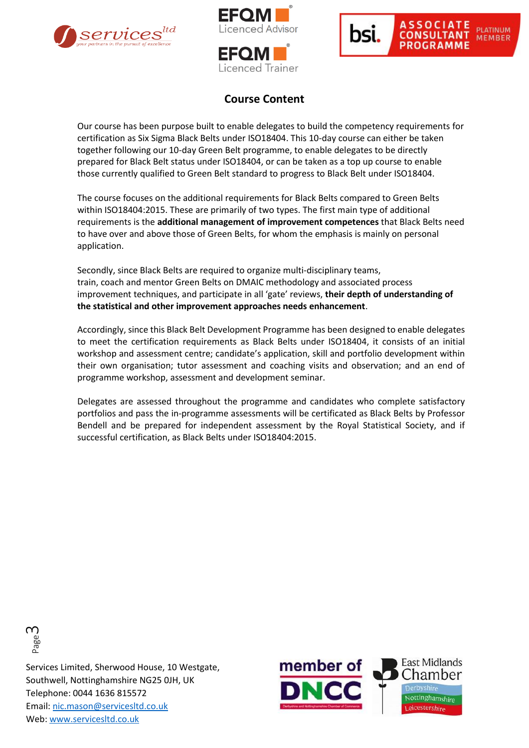## Course Content

Our course has been purpose built to enable delegates to build the competency requirements for certification as Six Sigma Black Belts under ISO18404. This 10-day course can either be taken together following our 10-day Green Belt programme, to enable delegates to be directly prepared for Black Belt status under ISO18404, or can be taken as a top up course to enable those currently qualified to Green Belt standard to progress to Black Belt under ISO18404.

The course focuses on the additional requirements for Black Belts compared to Green Belts within ISO18404:2015. These are primarily of two types. The first main type of additional requirements is the **additional management of improvement competences** that Black Belts need to have over and above those of Green Belts, for whom the emphasis is mainly on personal application.

Secondly, since Black Belts are required to organize multi-disciplinary teams, train, coach and mentor Green Belts on DMAIC methodology and associated process improvement techniques, and participate in all 'gate' reviews, **their depth of understanding of the statistical and other improvement approaches needs enhancement**.

Accordingly, since this Black Belt Development Programme has been designed to enable delegates to meet the certification requirements as Black Belts under ISO18404, it consists of an initial workshop and assessment centre; candidate's application, skill and portfolio development within their own organisation; tutor assessment and coaching visits and observation; and an end of programme workshop, assessment and development seminar.

Delegates are assessed throughout the programme and candidates who complete satisfactory portfolios and pass the in-programme assessments will be certificated as Black Belts by Professor Bendell and be prepared for independent assessment by the Royal Statistical Society, and if successful certification, as Black Belts under ISO18404:2015.

Services Limited, Sherwood House, 10 Westgate,
Southwell, Nottinghamshire NG25 0JH, UK
Telephone: 0044 1636 815572
Email: nic.mason@servicesltd.co.uk
Web: www.servicesltd.co.uk